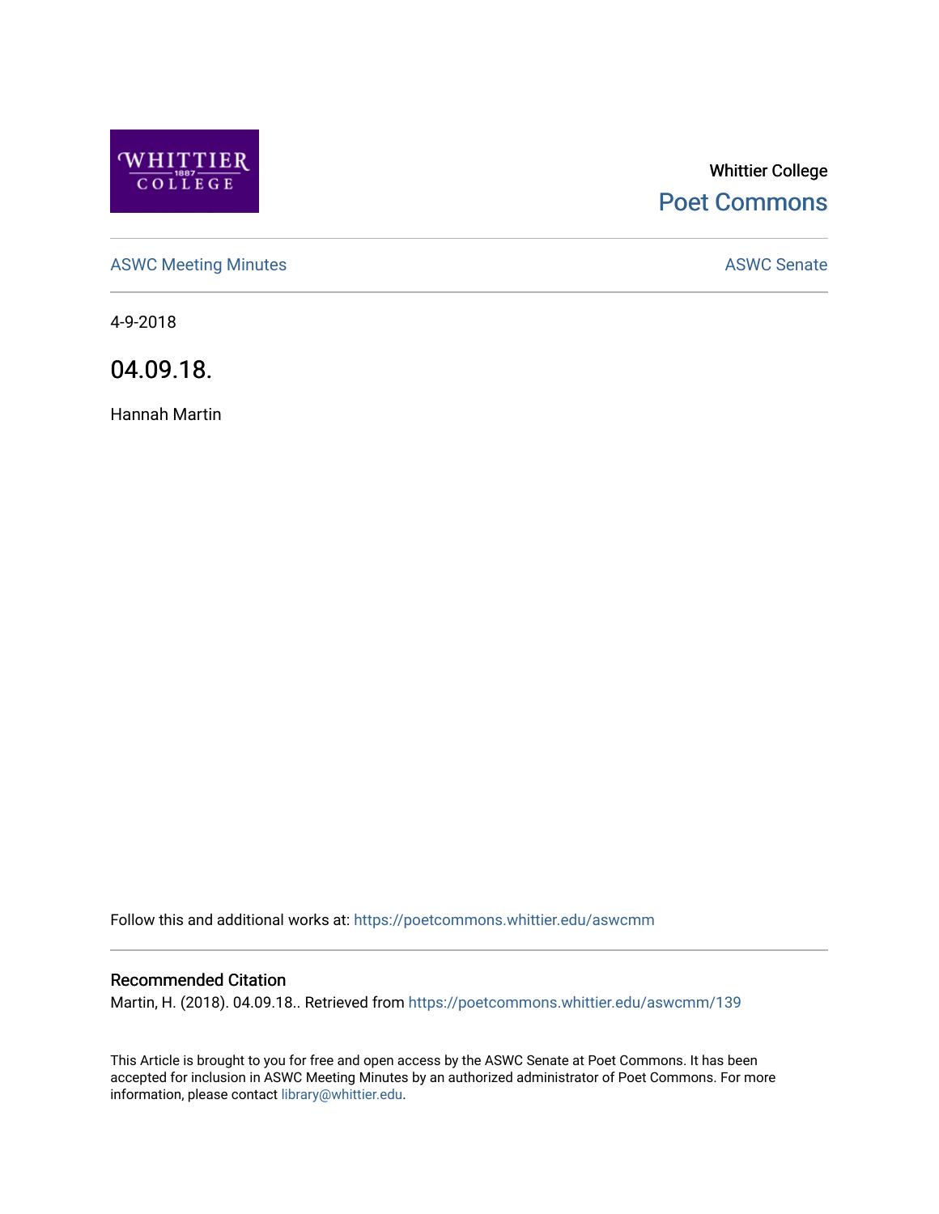Whittier College

Poet Commons

ASWC Meeting Minutes

ASWC Senate

4-9-2018

# 04.09.18.

Hannah Martin

Follow this and additional works at: https://poetcommons.whittier.edu/aswcmm

## Recommended Citation

Martin, H. (2018). 04.09.18.. Retrieved from https://poetcommons.whittier.edu/aswcmm/139

This Article is brought to you for free and open access by the ASWC Senate at Poet Commons. It has been accepted for inclusion in ASWC Meeting Minutes by an authorized administrator of Poet Commons. For more information, please contact library@whittier.edu.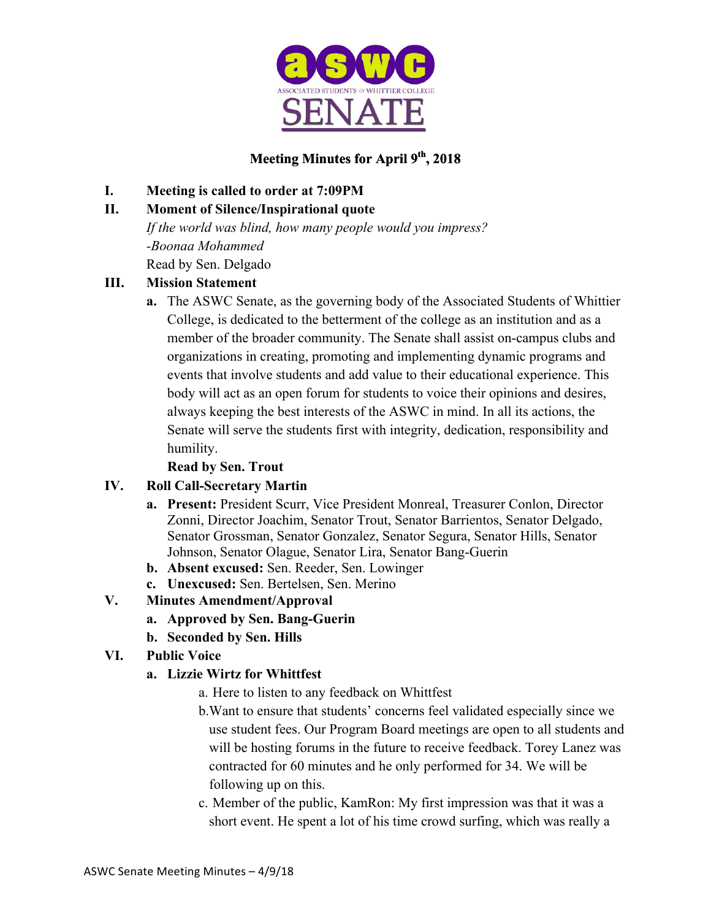# ASWC Associated Students of Whittier College SENATE

## Meeting Minutes for April 9th, 2018

I. **Meeting is called to order at 7:09PM**

II. **Moment of Silence/Inspirational quote**

*If the world was blind, how many people would you impress?*
*-Boonaa Mohammed*
Read by Sen. Delgado

III. **Mission Statement**

a. The ASWC Senate, as the governing body of the Associated Students of Whittier College, is dedicated to the betterment of the college as an institution and as a member of the broader community. The Senate shall assist on-campus clubs and organizations in creating, promoting and implementing dynamic programs and events that involve students and add value to their educational experience. This body will act as an open forum for students to voice their opinions and desires, always keeping the best interests of the ASWC in mind. In all its actions, the Senate will serve the students first with integrity, dedication, responsibility and humility.

**Read by Sen. Trout**

IV. **Roll Call-Secretary Martin**

a. **Present:** President Scurr, Vice President Monreal, Treasurer Conlon, Director Zonni, Director Joachim, Senator Trout, Senator Barrientos, Senator Delgado, Senator Grossman, Senator Gonzalez, Senator Segura, Senator Hills, Senator Johnson, Senator Olague, Senator Lira, Senator Bang-Guerin

b. **Absent excused:** Sen. Reeder, Sen. Lowinger

c. **Unexcused:** Sen. Bertelsen, Sen. Merino

V. **Minutes Amendment/Approval**

a. **Approved by Sen. Bang-Guerin**

b. **Seconded by Sen. Hills**

VI. **Public Voice**

a. **Lizzie Wirtz for Whittfest**

a. Here to listen to any feedback on Whittfest

b. Want to ensure that students' concerns feel validated especially since we use student fees. Our Program Board meetings are open to all students and will be hosting forums in the future to receive feedback. Torey Lanez was contracted for 60 minutes and he only performed for 34. We will be following up on this.

c. Member of the public, KamRon: My first impression was that it was a short event. He spent a lot of his time crowd surfing, which was really a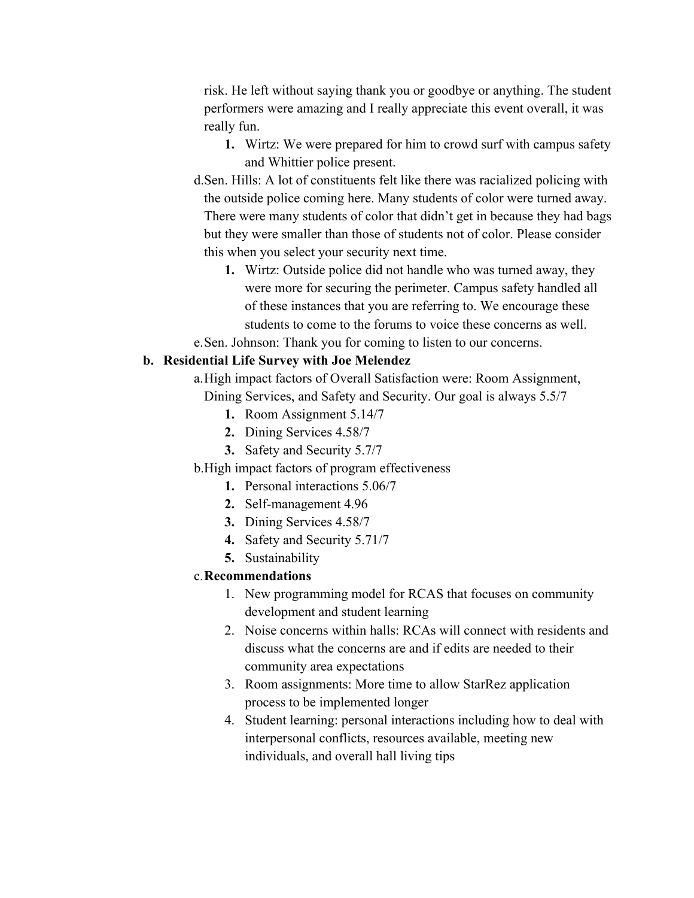risk. He left without saying thank you or goodbye or anything. The student performers were amazing and I really appreciate this event overall, it was really fun.

   1. Wirtz: We were prepared for him to crowd surf with campus safety and Whittier police present.

d. Sen. Hills: A lot of constituents felt like there was racialized policing with the outside police coming here. Many students of color were turned away. There were many students of color that didn't get in because they had bags but they were smaller than those of students not of color. Please consider this when you select your security next time.

   1. Wirtz: Outside police did not handle who was turned away, they were more for securing the perimeter. Campus safety handled all of these instances that you are referring to. We encourage these students to come to the forums to voice these concerns as well.

e. Sen. Johnson: Thank you for coming to listen to our concerns.

**b. Residential Life Survey with Joe Melendez**

a. High impact factors of Overall Satisfaction were: Room Assignment, Dining Services, and Safety and Security. Our goal is always 5.5/7

   1. Room Assignment 5.14/7
   2. Dining Services 4.58/7
   3. Safety and Security 5.7/7

b. High impact factors of program effectiveness

   1. Personal interactions 5.06/7
   2. Self-management 4.96
   3. Dining Services 4.58/7
   4. Safety and Security 5.71/7
   5. Sustainability

c. **Recommendations**

   1. New programming model for RCAS that focuses on community development and student learning
   2. Noise concerns within halls: RCAs will connect with residents and discuss what the concerns are and if edits are needed to their community area expectations
   3. Room assignments: More time to allow StarRez application process to be implemented longer
   4. Student learning: personal interactions including how to deal with interpersonal conflicts, resources available, meeting new individuals, and overall hall living tips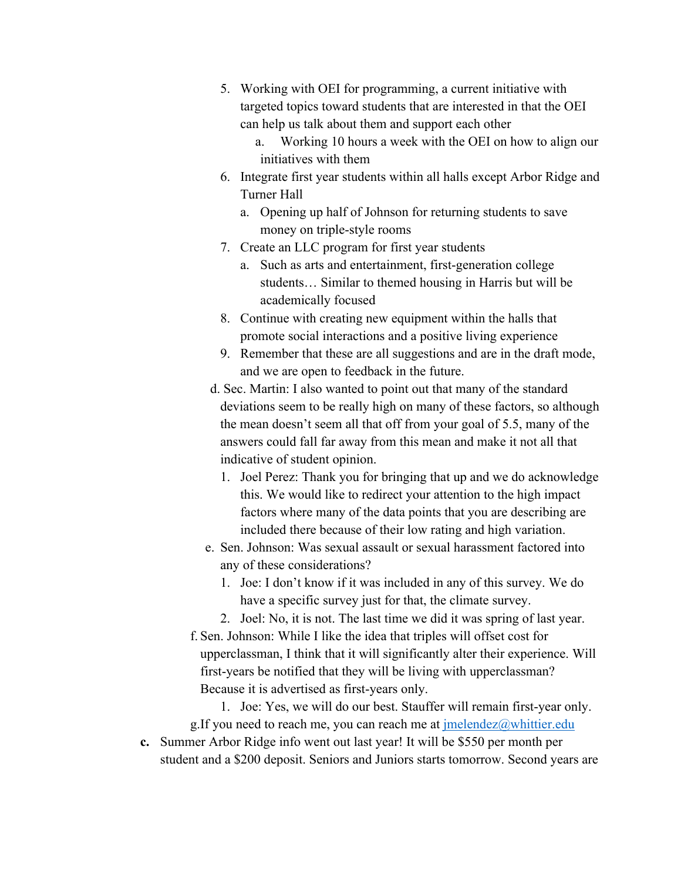5. Working with OEI for programming, a current initiative with targeted topics toward students that are interested in that the OEI can help us talk about them and support each other
    a. Working 10 hours a week with the OEI on how to align our initiatives with them
6. Integrate first year students within all halls except Arbor Ridge and Turner Hall
    a. Opening up half of Johnson for returning students to save money on triple-style rooms
7. Create an LLC program for first year students
    a. Such as arts and entertainment, first-generation college students… Similar to themed housing in Harris but will be academically focused
8. Continue with creating new equipment within the halls that promote social interactions and a positive living experience
9. Remember that these are all suggestions and are in the draft mode, and we are open to feedback in the future.

d. Sec. Martin: I also wanted to point out that many of the standard deviations seem to be really high on many of these factors, so although the mean doesn't seem all that off from your goal of 5.5, many of the answers could fall far away from this mean and make it not all that indicative of student opinion.
    1. Joel Perez: Thank you for bringing that up and we do acknowledge this. We would like to redirect your attention to the high impact factors where many of the data points that you are describing are included there because of their low rating and high variation.

e. Sen. Johnson: Was sexual assault or sexual harassment factored into any of these considerations?
    1. Joe: I don't know if it was included in any of this survey. We do have a specific survey just for that, the climate survey.
    2. Joel: No, it is not. The last time we did it was spring of last year.

f. Sen. Johnson: While I like the idea that triples will offset cost for upperclassman, I think that it will significantly alter their experience. Will first-years be notified that they will be living with upperclassman? Because it is advertised as first-years only.
    1. Joe: Yes, we will do our best. Stauffer will remain first-year only.

g. If you need to reach me, you can reach me at [jmelendez@whittier.edu](mailto:jmelendez@whittier.edu)

**c.** Summer Arbor Ridge info went out last year! It will be $550 per month per student and a $200 deposit. Seniors and Juniors starts tomorrow. Second years are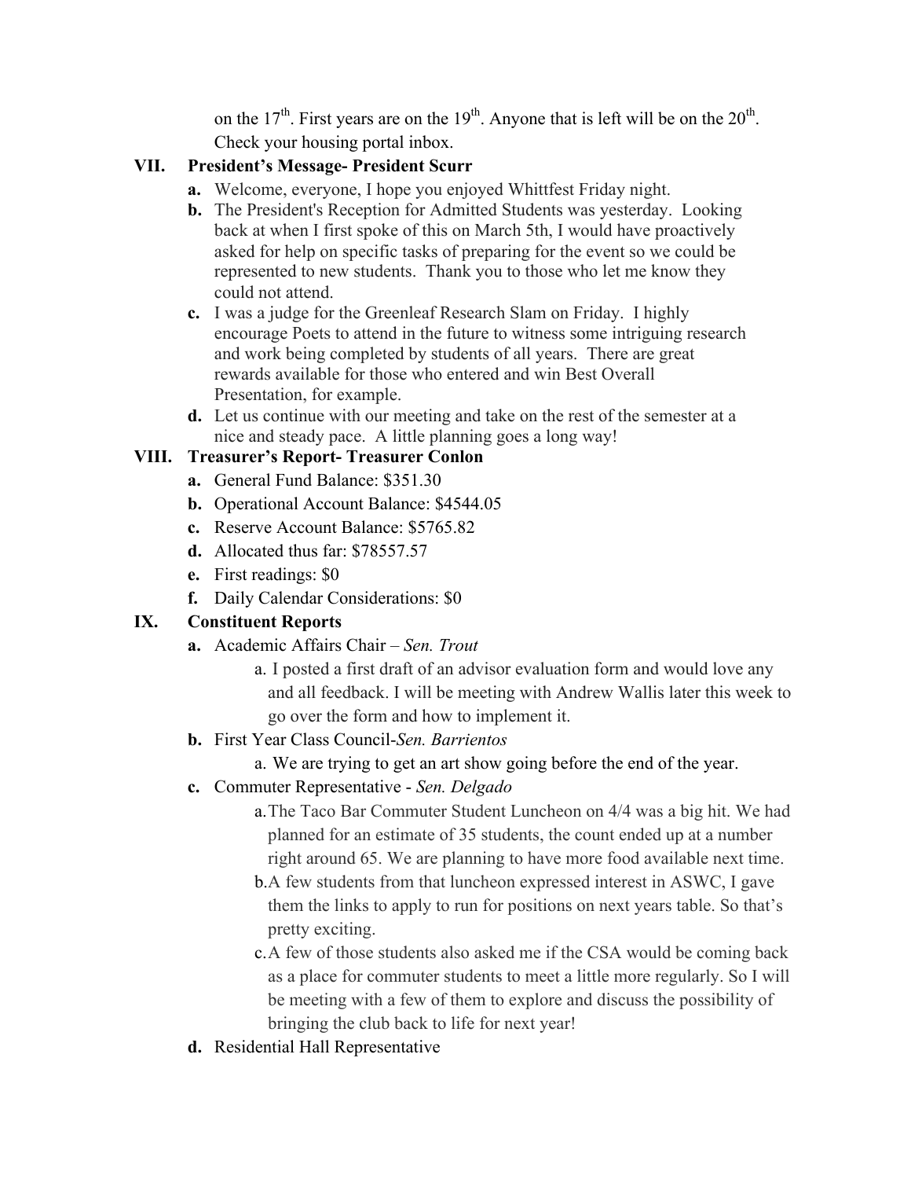on the 17th. First years are on the 19th. Anyone that is left will be on the 20th. Check your housing portal inbox.

**VII. President's Message- President Scurr**

- **a.** Welcome, everyone, I hope you enjoyed Whittfest Friday night.
- **b.** The President's Reception for Admitted Students was yesterday. Looking back at when I first spoke of this on March 5th, I would have proactively asked for help on specific tasks of preparing for the event so we could be represented to new students. Thank you to those who let me know they could not attend.
- **c.** I was a judge for the Greenleaf Research Slam on Friday. I highly encourage Poets to attend in the future to witness some intriguing research and work being completed by students of all years. There are great rewards available for those who entered and win Best Overall Presentation, for example.
- **d.** Let us continue with our meeting and take on the rest of the semester at a nice and steady pace. A little planning goes a long way!

**VIII. Treasurer's Report- Treasurer Conlon**

- **a.** General Fund Balance: $351.30
- **b.** Operational Account Balance: $4544.05
- **c.** Reserve Account Balance: $5765.82
- **d.** Allocated thus far: $78557.57
- **e.** First readings: $0
- **f.** Daily Calendar Considerations: $0

**IX. Constituent Reports**

- **a.** Academic Affairs Chair – *Sen. Trout*
  - a. I posted a first draft of an advisor evaluation form and would love any and all feedback. I will be meeting with Andrew Wallis later this week to go over the form and how to implement it.
- **b.** First Year Class Council-*Sen. Barrientos*
  - a. We are trying to get an art show going before the end of the year.
- **c.** Commuter Representative - *Sen. Delgado*
  - a. The Taco Bar Commuter Student Luncheon on 4/4 was a big hit. We had planned for an estimate of 35 students, the count ended up at a number right around 65. We are planning to have more food available next time.
  - b. A few students from that luncheon expressed interest in ASWC, I gave them the links to apply to run for positions on next years table. So that's pretty exciting.
  - c. A few of those students also asked me if the CSA would be coming back as a place for commuter students to meet a little more regularly. So I will be meeting with a few of them to explore and discuss the possibility of bringing the club back to life for next year!
- **d.** Residential Hall Representative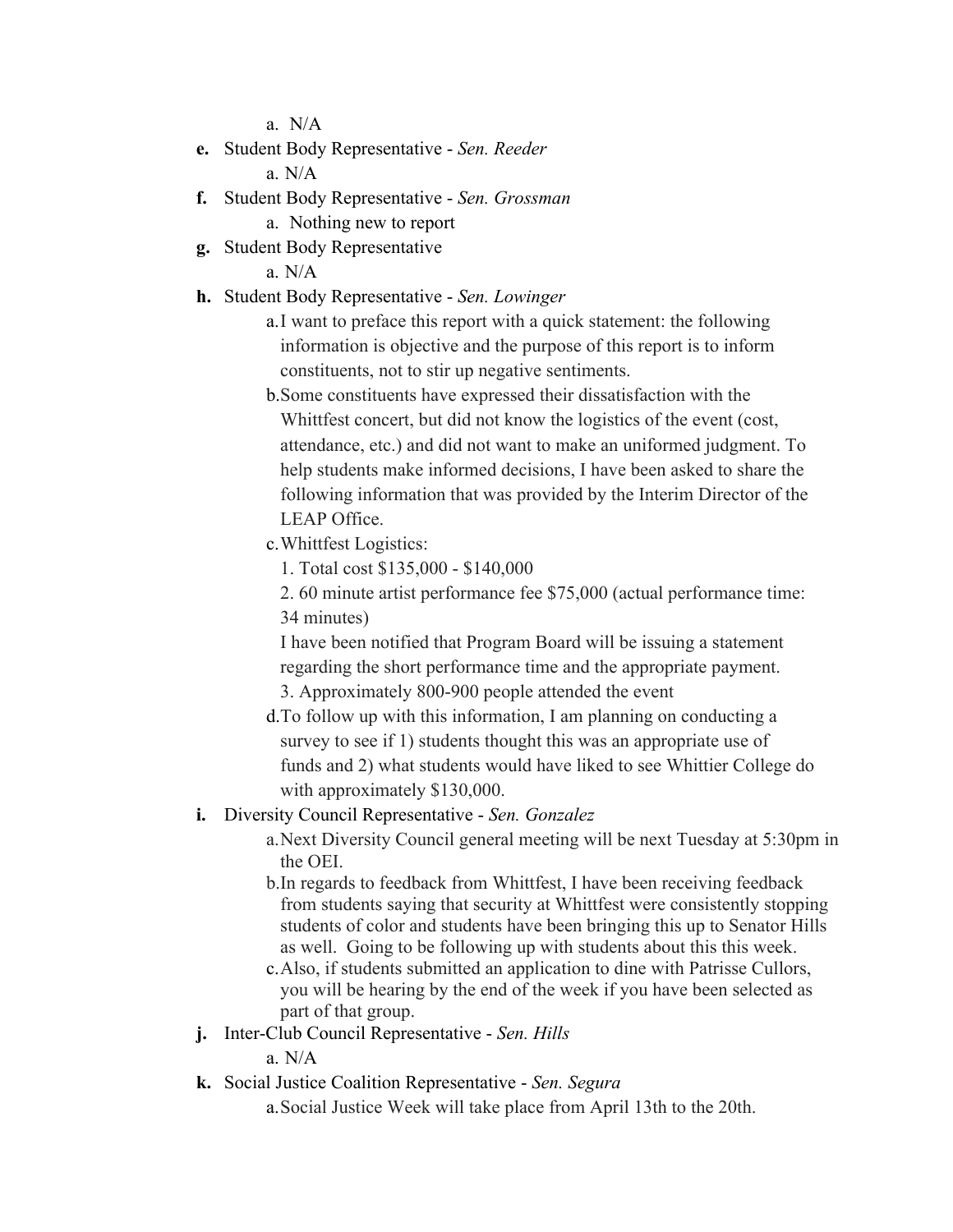a. N/A

**e.** Student Body Representative - *Sen. Reeder*

   a. N/A

**f.** Student Body Representative - *Sen. Grossman*

   a. Nothing new to report

**g.** Student Body Representative

   a. N/A

**h.** Student Body Representative - *Sen. Lowinger*

   a. I want to preface this report with a quick statement: the following information is objective and the purpose of this report is to inform constituents, not to stir up negative sentiments.

   b. Some constituents have expressed their dissatisfaction with the Whittfest concert, but did not know the logistics of the event (cost, attendance, etc.) and did not want to make an uniformed judgment. To help students make informed decisions, I have been asked to share the following information that was provided by the Interim Director of the LEAP Office.

   c. Whittfest Logistics:

      1. Total cost $135,000 - $140,000

      2. 60 minute artist performance fee $75,000 (actual performance time: 34 minutes)

      I have been notified that Program Board will be issuing a statement regarding the short performance time and the appropriate payment.

      3. Approximately 800-900 people attended the event

   d. To follow up with this information, I am planning on conducting a survey to see if 1) students thought this was an appropriate use of funds and 2) what students would have liked to see Whittier College do with approximately $130,000.

**i.** Diversity Council Representative - *Sen. Gonzalez*

   a. Next Diversity Council general meeting will be next Tuesday at 5:30pm in the OEI.

   b. In regards to feedback from Whittfest, I have been receiving feedback from students saying that security at Whittfest were consistently stopping students of color and students have been bringing this up to Senator Hills as well. Going to be following up with students about this this week.

   c. Also, if students submitted an application to dine with Patrisse Cullors, you will be hearing by the end of the week if you have been selected as part of that group.

**j.** Inter-Club Council Representative - *Sen. Hills*

   a. N/A

**k.** Social Justice Coalition Representative - *Sen. Segura*

   a. Social Justice Week will take place from April 13th to the 20th.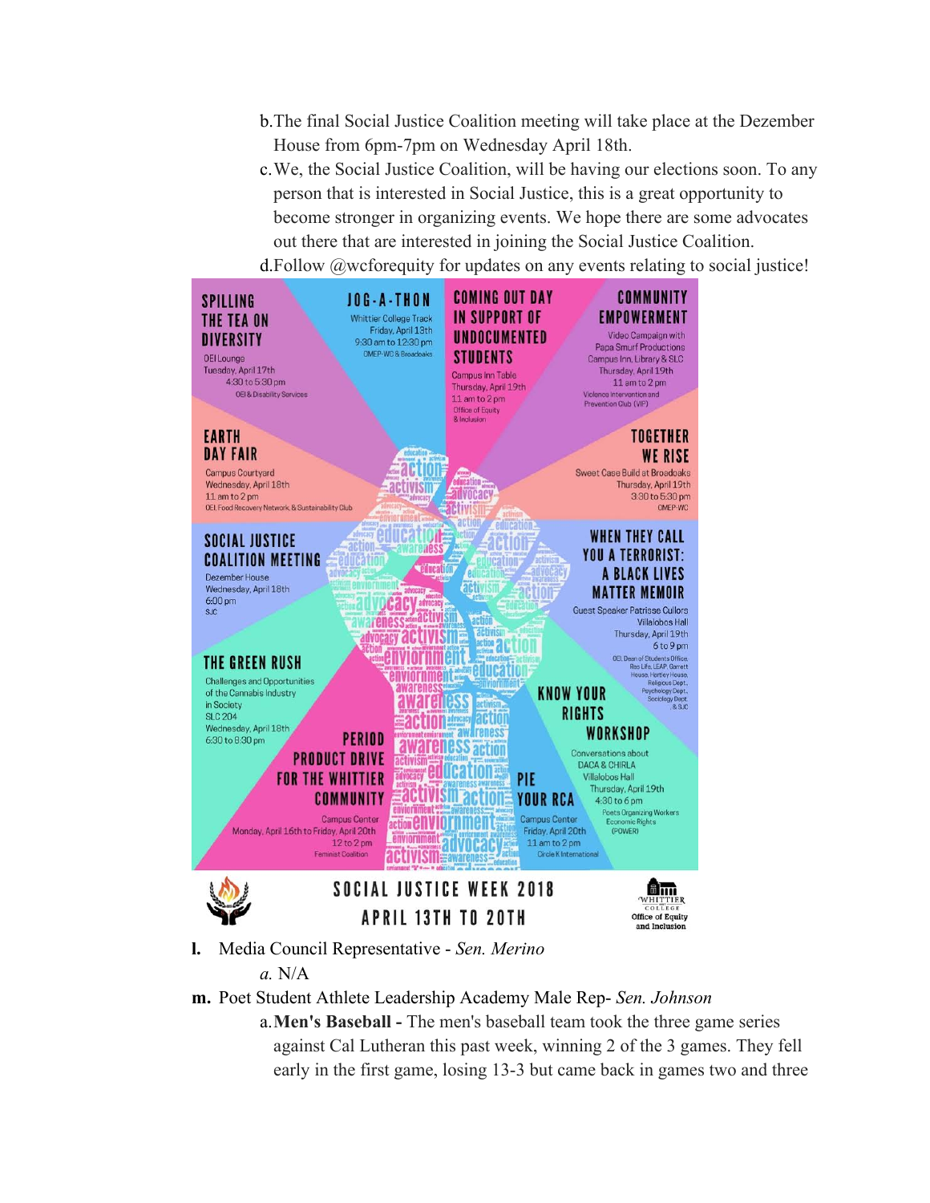b. The final Social Justice Coalition meeting will take place at the Dezember House from 6pm-7pm on Wednesday April 18th.

c. We, the Social Justice Coalition, will be having our elections soon. To any person that is interested in Social Justice, this is a great opportunity to become stronger in organizing events. We hope there are some advocates out there that are interested in joining the Social Justice Coalition.

d. Follow @wcforequity for updates on any events relating to social justice!

**SPILLING THE TEA ON DIVERSITY**
OEI Lounge
Tuesday, April 17th
4:30 to 5:30 pm
OEI & Disability Services

**JOG-A-THON**
Whittier College Track
Friday, April 13th
9:30 am to 12:30 pm
OMEP-WC & Broadoaks

**COMING OUT DAY IN SUPPORT OF UNDOCUMENTED STUDENTS**
Campus Inn Table
Thursday, April 19th
11 am to 2 pm
Office of Equity & Inclusion

**COMMUNITY EMPOWERMENT**
Video Campaign with Papa Smurf Productions
Campus Inn, Library & SLC
Thursday, April 19th
11 am to 2 pm
Violence Intervention and Prevention Club (VIP)

**EARTH DAY FAIR**
Campus Courtyard
Wednesday, April 18th
11 am to 2 pm
OEI, Food Recovery Network, & Sustainability Club

**TOGETHER WE RISE**
Sweet Case Build at Broadoaks
Thursday, April 19th
3:30 to 5:30 pm
OMEP-WC

**SOCIAL JUSTICE COALITION MEETING**
Dezember House
Wednesday, April 18th
6:00 pm
SJC

**WHEN THEY CALL YOU A TERRORIST: A BLACK LIVES MATTER MEMOIR**
Guest Speaker Patrisse Cullors
Villalobos Hall
Thursday, April 19th
6 to 9 pm
OEI, Dean of Students Office, Res Life, LEAP, Garrett House, Hartley House, Religious Dept., Psychology Dept., Sociology Dept., & SJC

**THE GREEN RUSH**
Challenges and Opportunities of the Cannabis Industry in Society
SLC 204
Wednesday, April 18th
6:30 to 8:30 pm

**KNOW YOUR RIGHTS WORKSHOP**
Conversations about DACA & CHIRLA
Villalobos Hall
Thursday, April 19th
4:30 to 6 pm
Poets Organizing Workers Economic Rights (POWER)

**PERIOD PRODUCT DRIVE FOR THE WHITTIER COMMUNITY**
Campus Center
Monday, April 16th to Friday, April 20th
12 to 2 pm
Feminist Coalition

**PIE YOUR RCA**
Campus Center
Friday, April 20th
11 am to 2 pm
Circle K International

**SOCIAL JUSTICE WEEK 2018**
**APRIL 13TH TO 20TH**

Whittier College Office of Equity and Inclusion

**l.** Media Council Representative - *Sen. Merino*

*a.* N/A

**m.** Poet Student Athlete Leadership Academy Male Rep- *Sen. Johnson*

a. **Men's Baseball -** The men's baseball team took the three game series against Cal Lutheran this past week, winning 2 of the 3 games. They fell early in the first game, losing 13-3 but came back in games two and three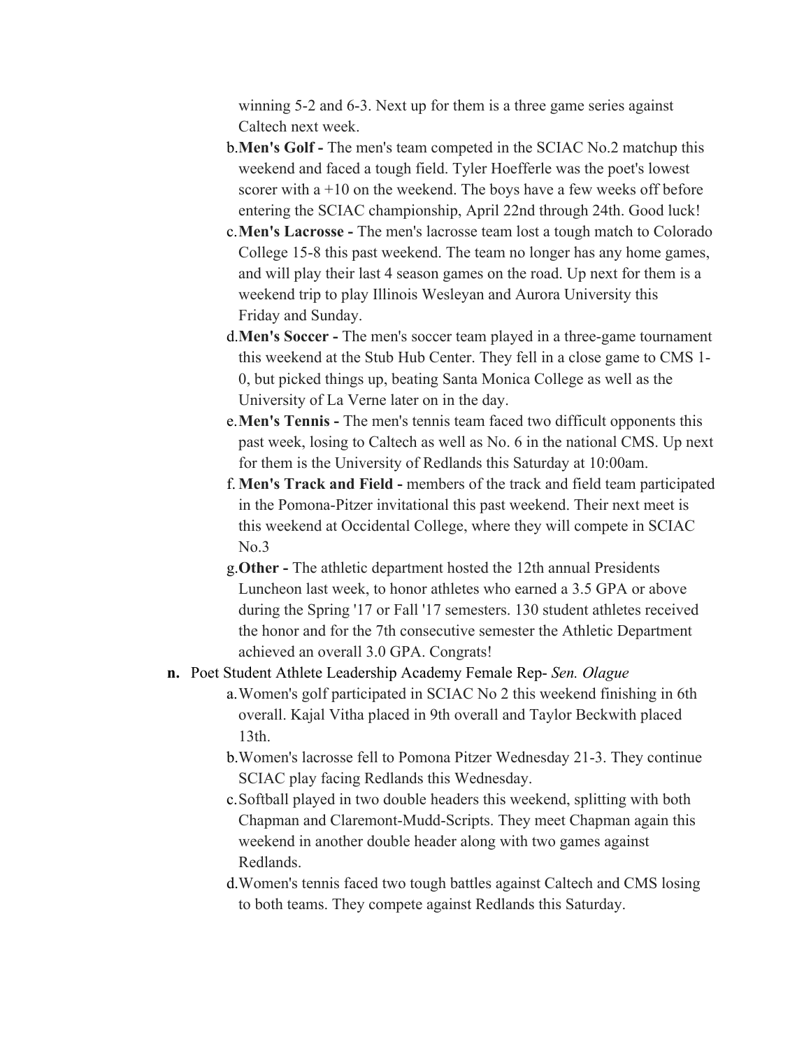winning 5-2 and 6-3. Next up for them is a three game series against Caltech next week.

b. **Men's Golf -** The men's team competed in the SCIAC No.2 matchup this weekend and faced a tough field. Tyler Hoefferle was the poet's lowest scorer with a +10 on the weekend. The boys have a few weeks off before entering the SCIAC championship, April 22nd through 24th. Good luck!

c. **Men's Lacrosse -** The men's lacrosse team lost a tough match to Colorado College 15-8 this past weekend. The team no longer has any home games, and will play their last 4 season games on the road. Up next for them is a weekend trip to play Illinois Wesleyan and Aurora University this Friday and Sunday.

d. **Men's Soccer -** The men's soccer team played in a three-game tournament this weekend at the Stub Hub Center. They fell in a close game to CMS 1-0, but picked things up, beating Santa Monica College as well as the University of La Verne later on in the day.

e. **Men's Tennis -** The men's tennis team faced two difficult opponents this past week, losing to Caltech as well as No. 6 in the national CMS. Up next for them is the University of Redlands this Saturday at 10:00am.

f. **Men's Track and Field -** members of the track and field team participated in the Pomona-Pitzer invitational this past weekend. Their next meet is this weekend at Occidental College, where they will compete in SCIAC No.3

g. **Other -** The athletic department hosted the 12th annual Presidents Luncheon last week, to honor athletes who earned a 3.5 GPA or above during the Spring '17 or Fall '17 semesters. 130 student athletes received the honor and for the 7th consecutive semester the Athletic Department achieved an overall 3.0 GPA. Congrats!

**n.** Poet Student Athlete Leadership Academy Female Rep- *Sen. Olague*

a. Women's golf participated in SCIAC No 2 this weekend finishing in 6th overall. Kajal Vitha placed in 9th overall and Taylor Beckwith placed 13th.

b. Women's lacrosse fell to Pomona Pitzer Wednesday 21-3. They continue SCIAC play facing Redlands this Wednesday.

c. Softball played in two double headers this weekend, splitting with both Chapman and Claremont-Mudd-Scripts. They meet Chapman again this weekend in another double header along with two games against Redlands.

d. Women's tennis faced two tough battles against Caltech and CMS losing to both teams. They compete against Redlands this Saturday.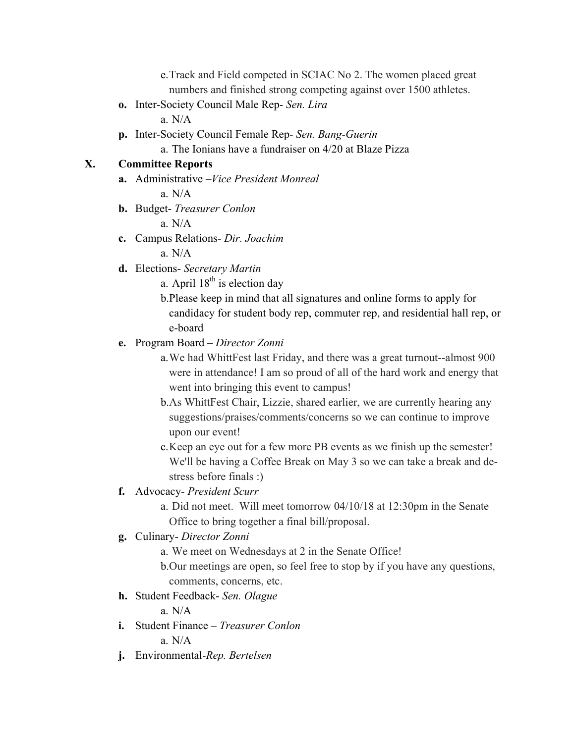e. Track and Field competed in SCIAC No 2. The women placed great numbers and finished strong competing against over 1500 athletes.

**o.** Inter-Society Council Male Rep- *Sen. Lira*

a. N/A

**p.** Inter-Society Council Female Rep- *Sen. Bang-Guerin*

a. The Ionians have a fundraiser on 4/20 at Blaze Pizza

## X. Committee Reports

**a.** Administrative –*Vice President Monreal*

a. N/A

**b.** Budget- *Treasurer Conlon*

a. N/A

**c.** Campus Relations- *Dir. Joachim*

a. N/A

**d.** Elections- *Secretary Martin*

a. April 18th is election day

b. Please keep in mind that all signatures and online forms to apply for candidacy for student body rep, commuter rep, and residential hall rep, or e-board

**e.** Program Board – *Director Zonni*

a. We had WhittFest last Friday, and there was a great turnout--almost 900 were in attendance! I am so proud of all of the hard work and energy that went into bringing this event to campus!

b. As WhittFest Chair, Lizzie, shared earlier, we are currently hearing any suggestions/praises/comments/concerns so we can continue to improve upon our event!

c. Keep an eye out for a few more PB events as we finish up the semester! We'll be having a Coffee Break on May 3 so we can take a break and de-stress before finals :)

**f.** Advocacy- *President Scurr*

a. Did not meet. Will meet tomorrow 04/10/18 at 12:30pm in the Senate Office to bring together a final bill/proposal.

**g.** Culinary- *Director Zonni*

a. We meet on Wednesdays at 2 in the Senate Office!

b. Our meetings are open, so feel free to stop by if you have any questions, comments, concerns, etc.

**h.** Student Feedback- *Sen. Olague*

a. N/A

**i.** Student Finance – *Treasurer Conlon*

a. N/A

**j.** Environmental-*Rep. Bertelsen*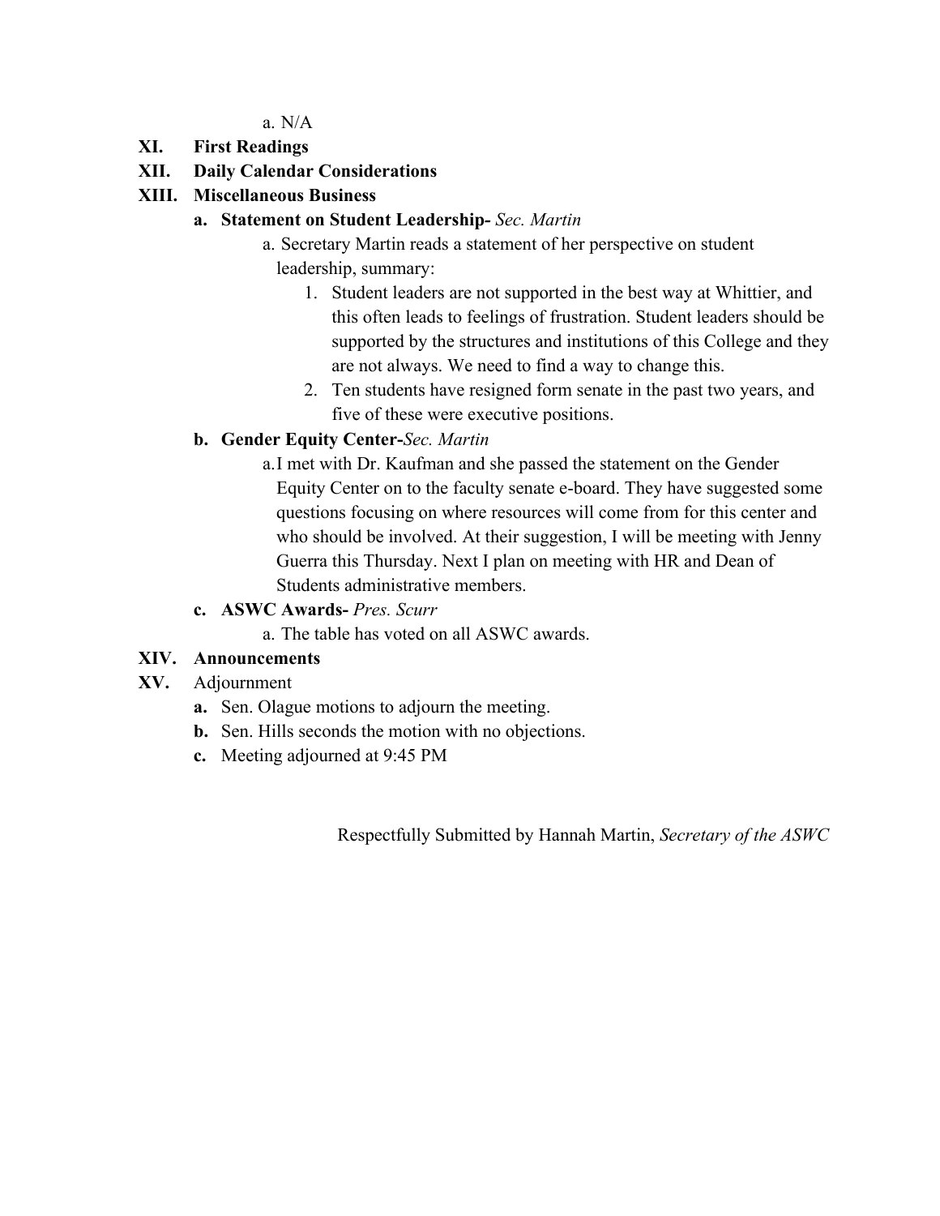a. N/A

**XI. First Readings**

**XII. Daily Calendar Considerations**

**XIII. Miscellaneous Business**

- **a. Statement on Student Leadership-** *Sec. Martin*
  - a. Secretary Martin reads a statement of her perspective on student leadership, summary:
    1. Student leaders are not supported in the best way at Whittier, and this often leads to feelings of frustration. Student leaders should be supported by the structures and institutions of this College and they are not always. We need to find a way to change this.
    2. Ten students have resigned form senate in the past two years, and five of these were executive positions.
- **b. Gender Equity Center-***Sec. Martin*
  - a. I met with Dr. Kaufman and she passed the statement on the Gender Equity Center on to the faculty senate e-board. They have suggested some questions focusing on where resources will come from for this center and who should be involved. At their suggestion, I will be meeting with Jenny Guerra this Thursday. Next I plan on meeting with HR and Dean of Students administrative members.
- **c. ASWC Awards-** *Pres. Scurr*
  - a. The table has voted on all ASWC awards.

**XIV. Announcements**

**XV.** Adjournment

- **a.** Sen. Olague motions to adjourn the meeting.
- **b.** Sen. Hills seconds the motion with no objections.
- **c.** Meeting adjourned at 9:45 PM

Respectfully Submitted by Hannah Martin, *Secretary of the ASWC*